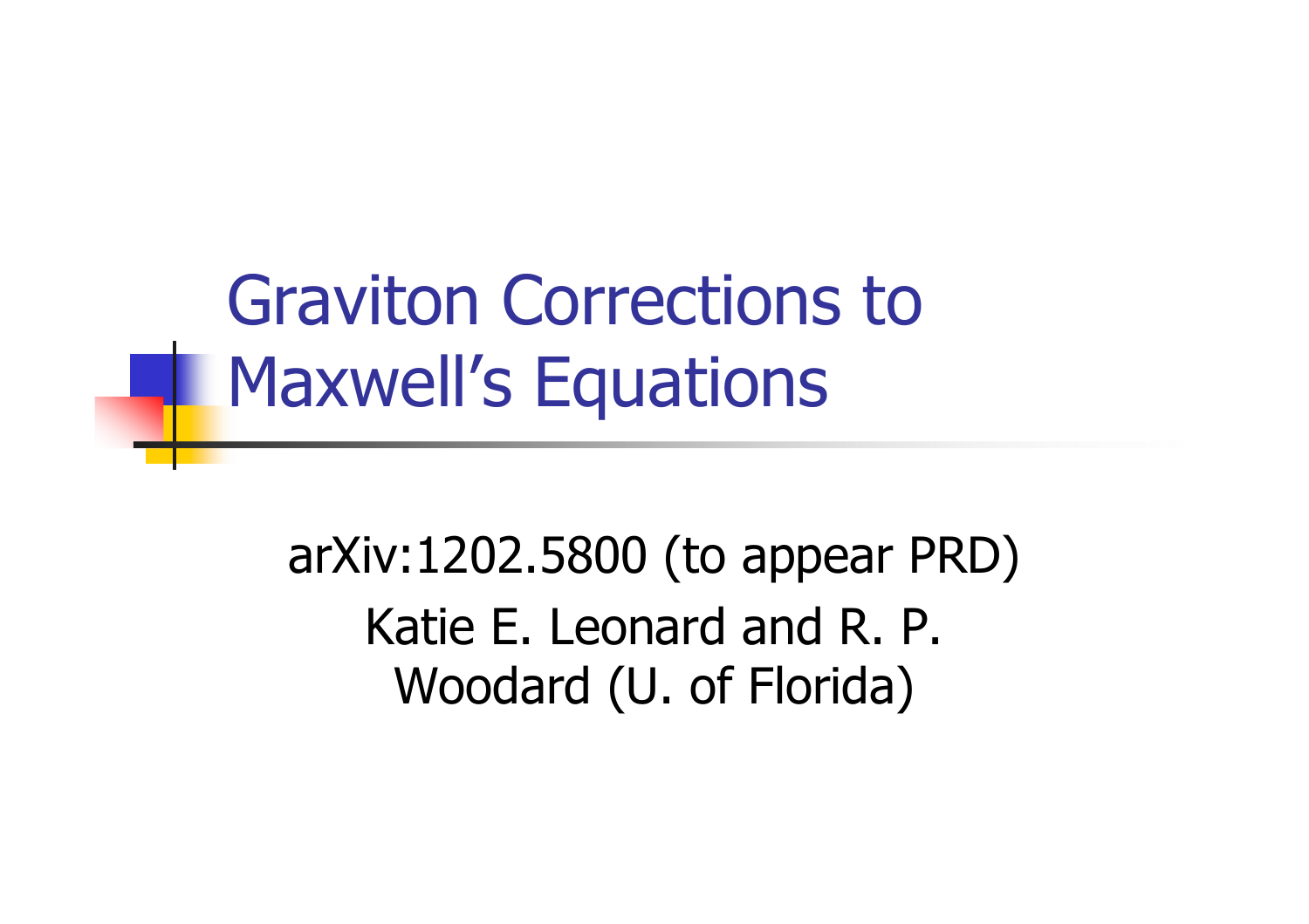# Graviton Corrections to Maxwell's Equations

arXiv:1202.5800 (to appear PRD)

Katie E. Leonard and R. P. Woodard (U. of Florida)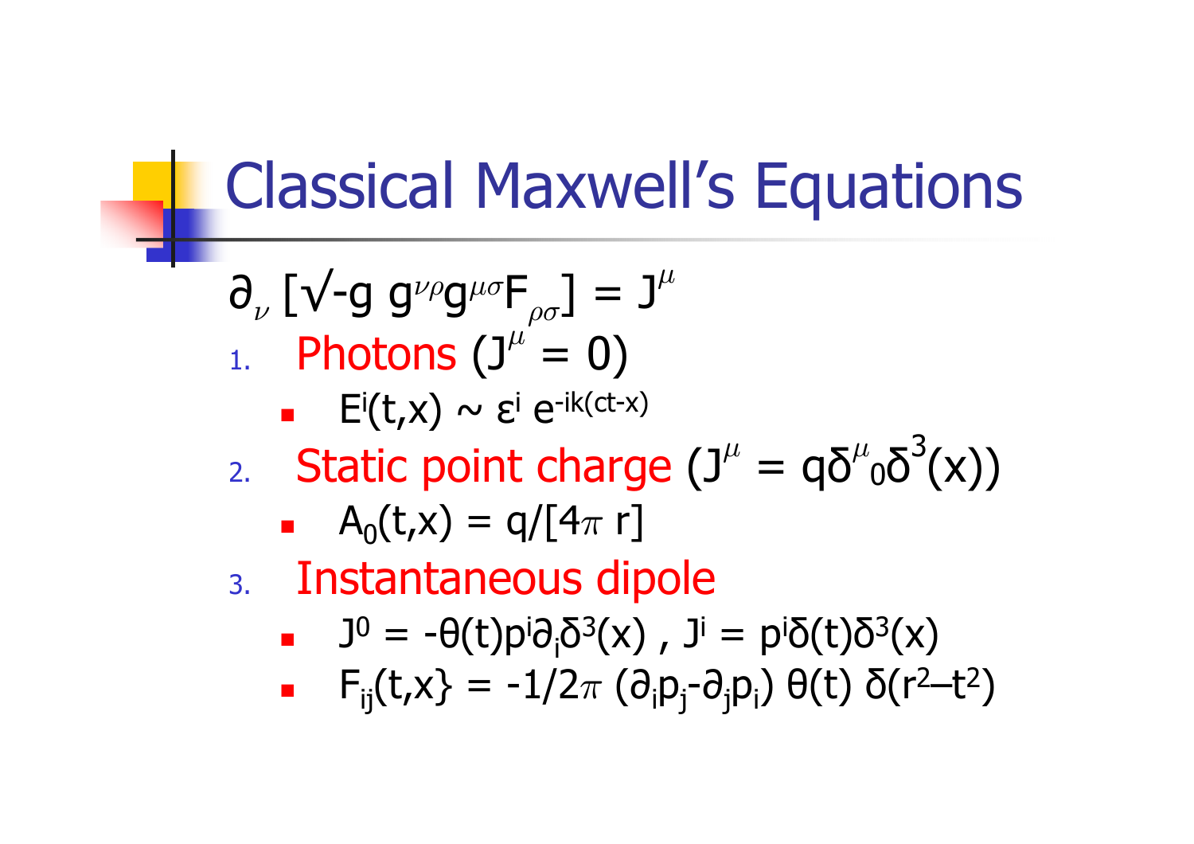# Classical Maxwell's Equations

$\partial_\nu [\sqrt{-g}\, g^{\nu\rho} g^{\mu\sigma} F_{\rho\sigma}] = J^\mu$

1. Photons ($J^\mu = 0$)
   - $E^i(t,x) \sim \varepsilon^i e^{-ik(ct-x)}$
2. Static point charge ($J^\mu = q\delta^\mu{}_0 \delta^3(x)$)
   - $A_0(t,x) = q/[4\pi\, r]$
3. Instantaneous dipole
   - $J^0 = -\theta(t) p^i \partial_i \delta^3(x)$ , $J^i = p^i \delta(t) \delta^3(x)$
   - $F_{ij}(t,x\} = -1/2\pi\, (\partial_i p_j - \partial_j p_i)\, \theta(t)\, \delta(r^2 - t^2)$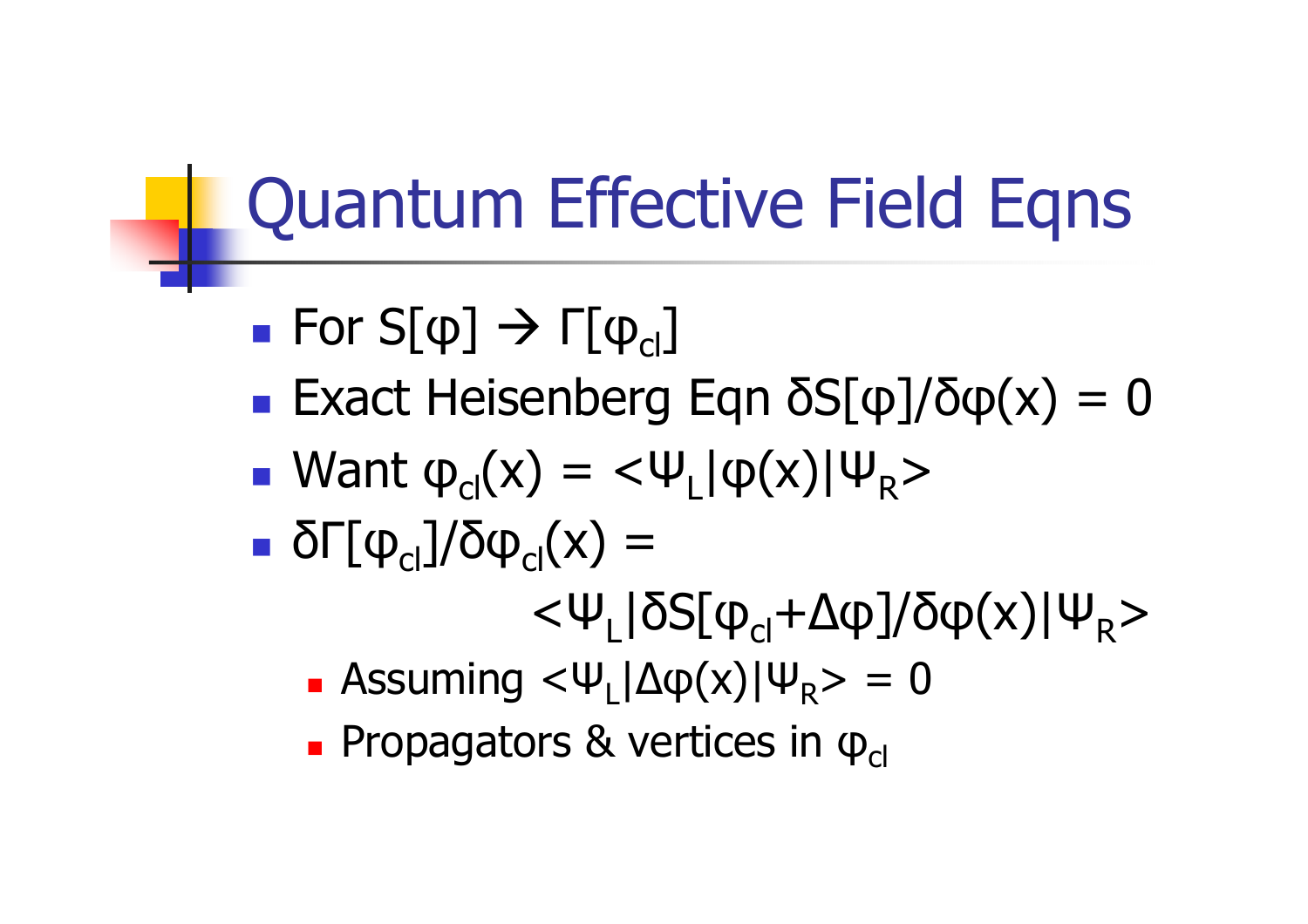# Quantum Effective Field Eqns

- For $S[\varphi] \rightarrow \Gamma[\varphi_{cl}]$
- Exact Heisenberg Eqn $\delta S[\varphi]/\delta\varphi(x) = 0$
- Want $\varphi_{cl}(x) = \langle\Psi_L|\varphi(x)|\Psi_R\rangle$
- $\delta\Gamma[\varphi_{cl}]/\delta\varphi_{cl}(x) =$

$$\langle\Psi_L|\delta S[\varphi_{cl}+\Delta\varphi]/\delta\varphi(x)|\Psi_R\rangle$$

  - Assuming $\langle\Psi_L|\Delta\varphi(x)|\Psi_R\rangle = 0$
  - Propagators & vertices in $\varphi_{cl}$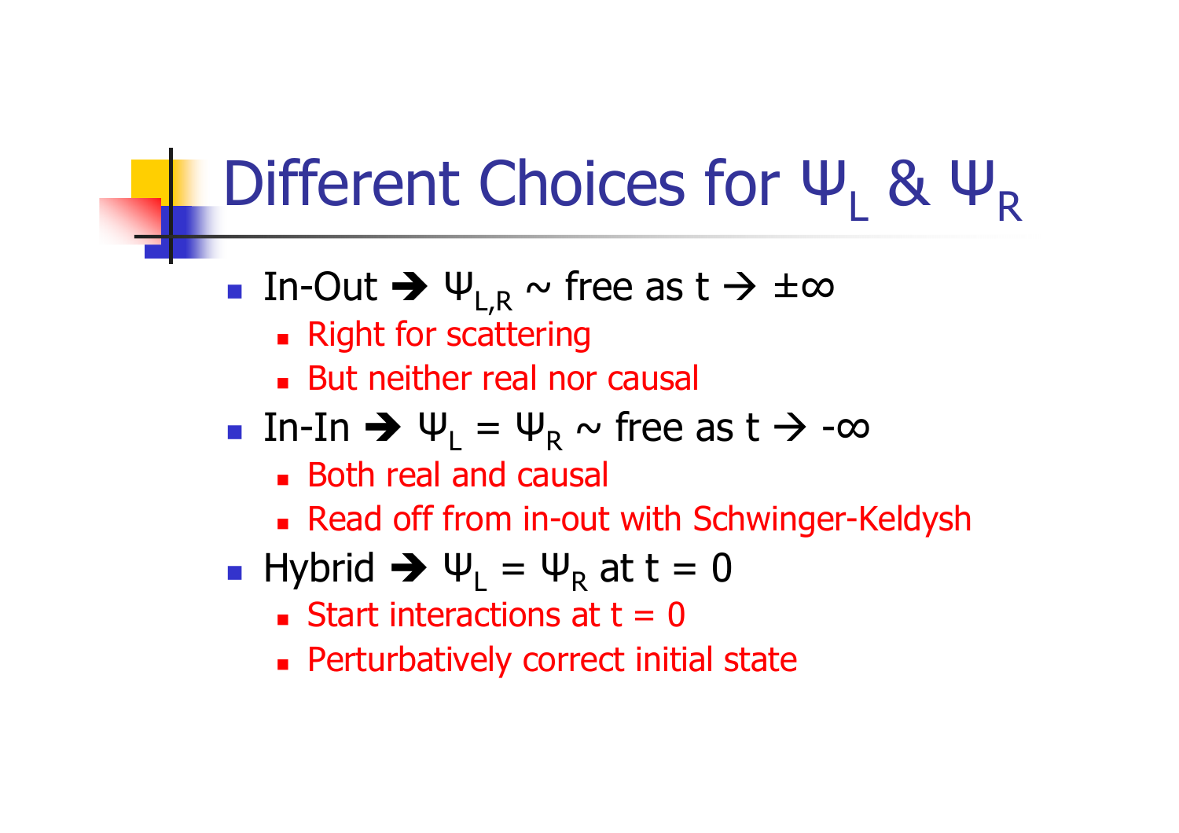# Different Choices for $\Psi_L$ & $\Psi_R$

- In-Out ➔ $\Psi_{L,R}$ ~ free as $t \to \pm\infty$
  - Right for scattering
  - But neither real nor causal
- In-In ➔ $\Psi_L = \Psi_R$ ~ free as $t \to -\infty$
  - Both real and causal
  - Read off from in-out with Schwinger-Keldysh
- Hybrid ➔ $\Psi_L = \Psi_R$ at $t = 0$
  - Start interactions at $t = 0$
  - Perturbatively correct initial state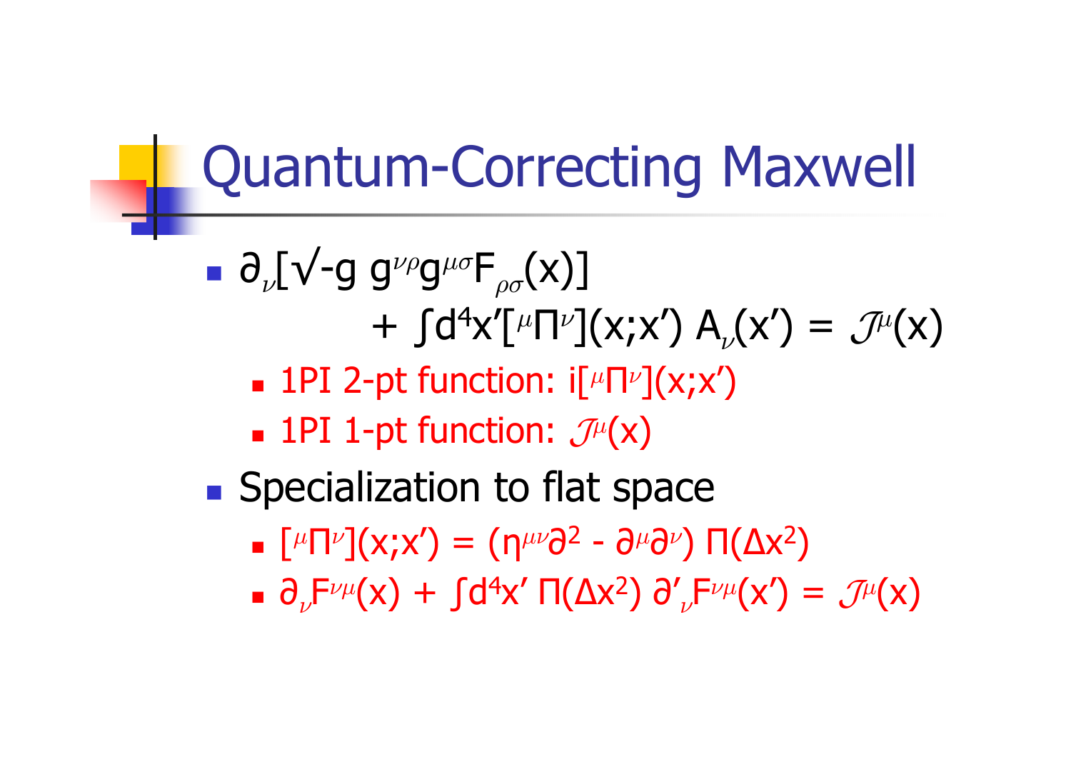# Quantum-Correcting Maxwell

- $\partial_\nu[\sqrt{-g}\, g^{\nu\rho} g^{\mu\sigma} F_{\rho\sigma}(x)]$
  $+ \int d^4x' [{}^\mu\Pi^\nu](x;x')\, A_\nu(x') = \mathcal{J}^\mu(x)$
  - 1PI 2-pt function: $i[{}^\mu\Pi^\nu](x;x')$
  - 1PI 1-pt function: $\mathcal{J}^\mu(x)$
- Specialization to flat space
  - $[{}^\mu\Pi^\nu](x;x') = (\eta^{\mu\nu}\partial^2 - \partial^\mu\partial^\nu)\, \Pi(\Delta x^2)$
  - $\partial_\nu F^{\nu\mu}(x) + \int d^4x'\, \Pi(\Delta x^2)\, \partial'_\nu F^{\nu\mu}(x') = \mathcal{J}^\mu(x)$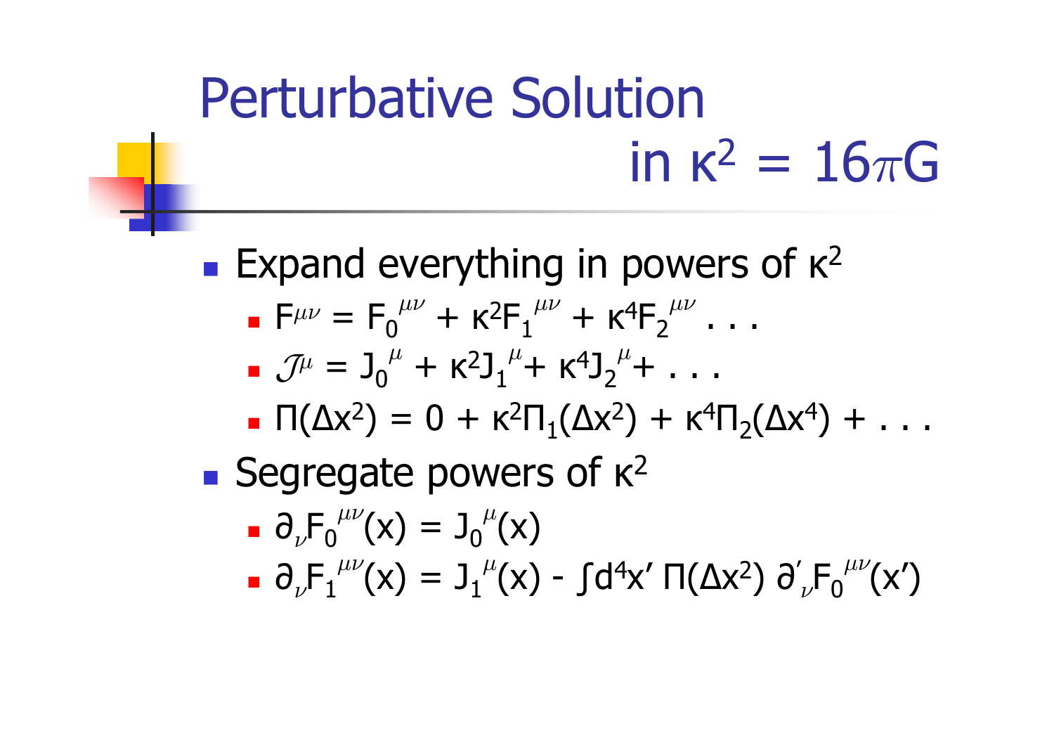# Perturbative Solution in $\kappa^2 = 16\pi G$

- Expand everything in powers of $\kappa^2$
  - $F^{\mu\nu} = F_0^{\mu\nu} + \kappa^2 F_1^{\mu\nu} + \kappa^4 F_2^{\mu\nu} \ldots$
  - $\mathcal{J}^\mu = J_0^{\mu} + \kappa^2 J_1^{\mu} + \kappa^4 J_2^{\mu} + \ldots$
  - $\Pi(\Delta x^2) = 0 + \kappa^2 \Pi_1(\Delta x^2) + \kappa^4 \Pi_2(\Delta x^4) + \ldots$
- Segregate powers of $\kappa^2$
  - $\partial_\nu F_0^{\mu\nu}(x) = J_0^{\mu}(x)$
  - $\partial_\nu F_1^{\mu\nu}(x) = J_1^{\mu}(x) - \int d^4x' \, \Pi(\Delta x^2) \, \partial'_\nu F_0^{\mu\nu}(x')$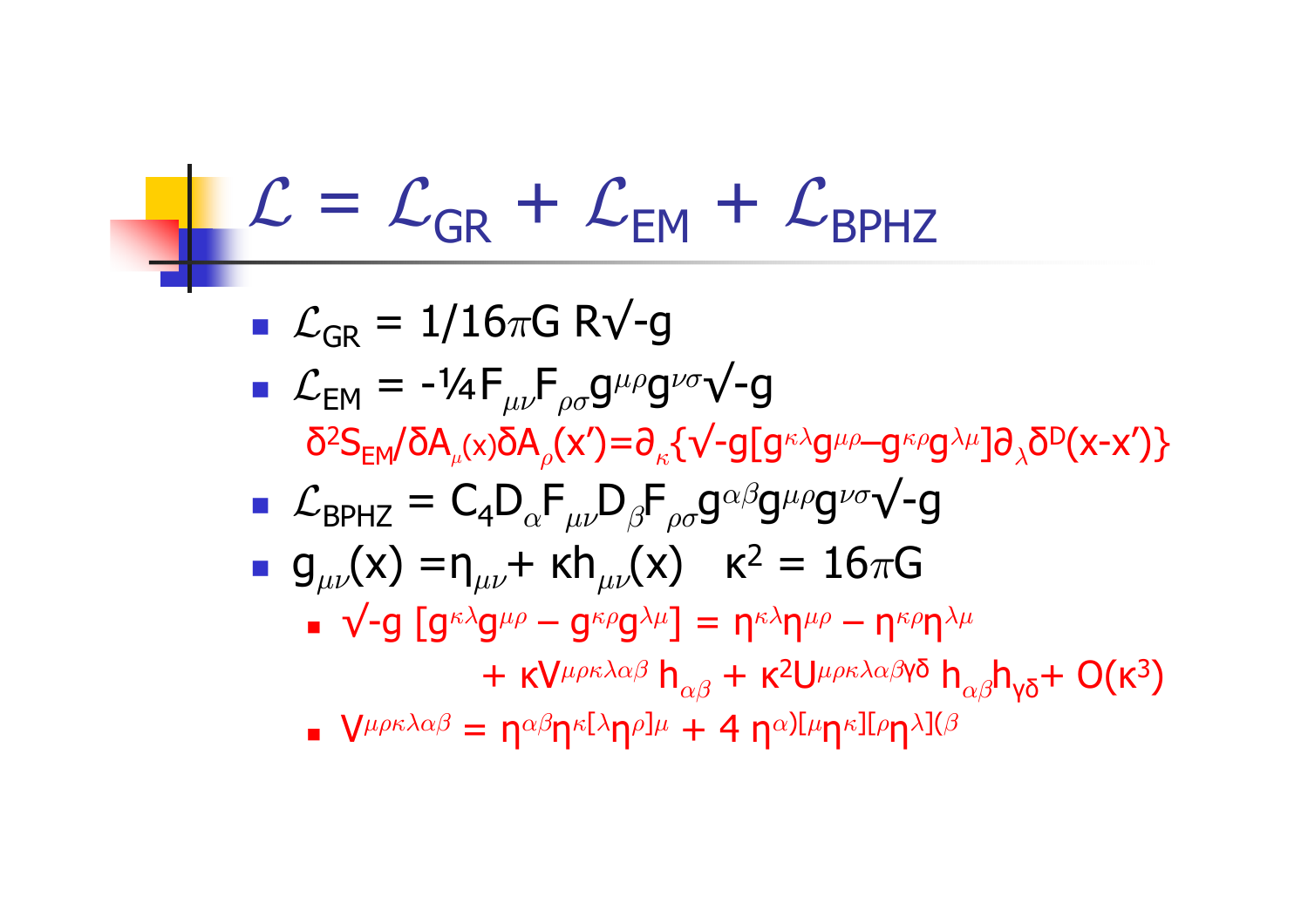# $\mathcal{L} = \mathcal{L}_{GR} + \mathcal{L}_{EM} + \mathcal{L}_{BPHZ}$

- $\mathcal{L}_{GR} = 1/16\pi G\, R\sqrt{-g}$
- $\mathcal{L}_{EM} = -\frac{1}{4} F_{\mu\nu} F_{\rho\sigma} g^{\mu\rho} g^{\nu\sigma} \sqrt{-g}$

  $\delta^2 S_{EM}/\delta A_\mu(x)\delta A_\rho(x') = \partial_\kappa\{\sqrt{-g}[g^{\kappa\lambda}g^{\mu\rho} - g^{\kappa\rho}g^{\lambda\mu}]\partial_\lambda \delta^D(x-x')\}$
- $\mathcal{L}_{BPHZ} = C_4 D_\alpha F_{\mu\nu} D_\beta F_{\rho\sigma} g^{\alpha\beta} g^{\mu\rho} g^{\nu\sigma} \sqrt{-g}$
- $g_{\mu\nu}(x) = \eta_{\mu\nu} + \kappa h_{\mu\nu}(x) \quad \kappa^2 = 16\pi G$
  - $\sqrt{-g}\,[g^{\kappa\lambda}g^{\mu\rho} - g^{\kappa\rho}g^{\lambda\mu}] = \eta^{\kappa\lambda}\eta^{\mu\rho} - \eta^{\kappa\rho}\eta^{\lambda\mu}$

    $+ \kappa V^{\mu\rho\kappa\lambda\alpha\beta} h_{\alpha\beta} + \kappa^2 U^{\mu\rho\kappa\lambda\alpha\beta\gamma\delta} h_{\alpha\beta} h_{\gamma\delta} + O(\kappa^3)$
  - $V^{\mu\rho\kappa\lambda\alpha\beta} = \eta^{\alpha\beta}\eta^{\kappa[\lambda}\eta^{\rho]\mu} + 4\,\eta^{\alpha)[\mu}\eta^{\kappa][\rho}\eta^{\lambda](\beta}$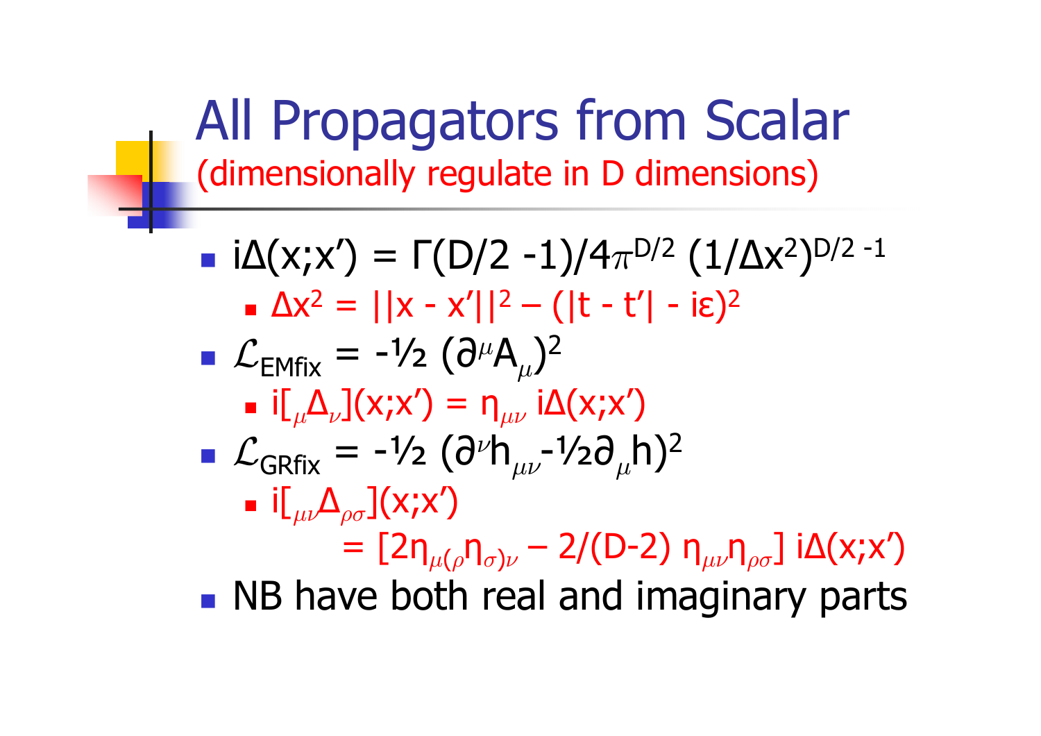# All Propagators from Scalar

## (dimensionally regulate in D dimensions)

- $i\Delta(x;x') = \Gamma(D/2 - 1)/4\pi^{D/2} \, (1/\Delta x^2)^{D/2 - 1}$
  - $\Delta x^2 = ||x - x'||^2 - (|t - t'| - i\varepsilon)^2$
- $\mathcal{L}_{\text{EMfix}} = -\frac{1}{2} (\partial^\mu A_\mu)^2$
  - $i[_\mu\Delta_\nu](x;x') = \eta_{\mu\nu} \, i\Delta(x;x')$
- $\mathcal{L}_{\text{GRfix}} = -\frac{1}{2} (\partial^\nu h_{\mu\nu} - \frac{1}{2}\partial_\mu h)^2$
  - $i[_{\mu\nu}\Delta_{\rho\sigma}](x;x')$

    $= [2\eta_{\mu(\rho}\eta_{\sigma)\nu} - 2/(D-2) \, \eta_{\mu\nu}\eta_{\rho\sigma}] \, i\Delta(x;x')$
- NB have both real and imaginary parts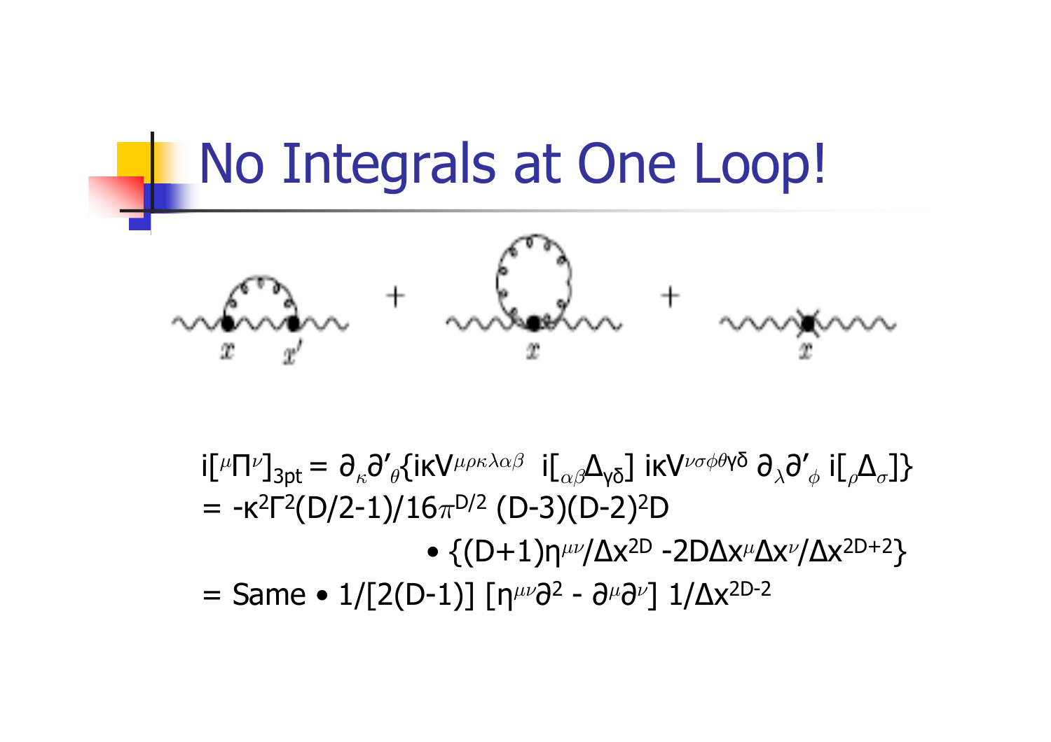# No Integrals at One Loop!

$$i[{}^{\mu}\Pi^{\nu}]_{3pt} = \partial_{\kappa}\partial'_{\theta}\{i\kappa V^{\mu\rho\kappa\lambda\alpha\beta}\ i[{}_{\alpha\beta}\Delta_{\gamma\delta}]\ i\kappa V^{\nu\sigma\phi\theta\gamma\delta}\ \partial_{\lambda}\partial'_{\phi}\ i[{}_{\rho}\Delta_{\sigma}]\}$$

$$= -\kappa^2\Gamma^2(D/2-1)/16\pi^{D/2}\ (D-3)(D-2)^2 D$$

$$\bullet\ \{(D+1)\eta^{\mu\nu}/\Delta x^{2D} - 2D\Delta x^{\mu}\Delta x^{\nu}/\Delta x^{2D+2}\}$$

$$= \text{Same} \bullet 1/[2(D-1)]\ [\eta^{\mu\nu}\partial^2 - \partial^{\mu}\partial^{\nu}]\ 1/\Delta x^{2D-2}$$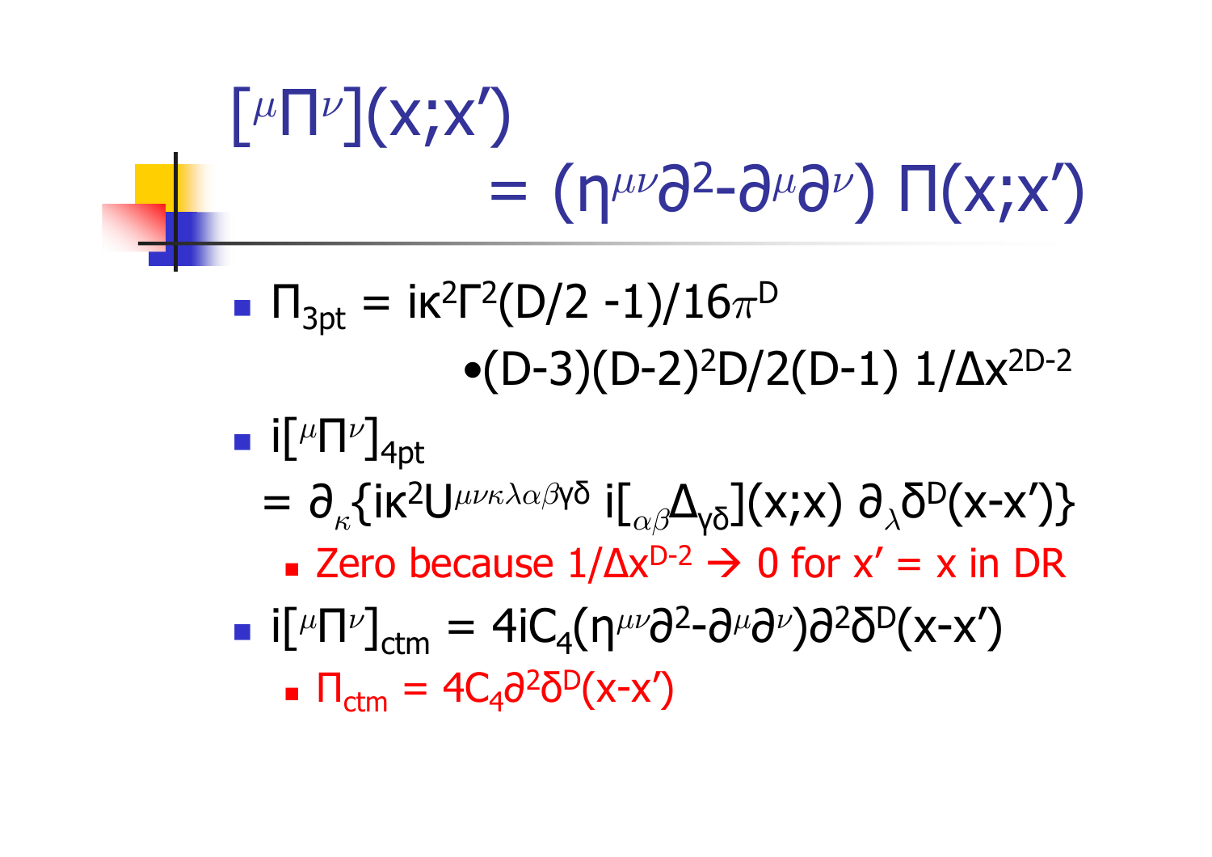# $[{}^{\mu}\Pi^{\nu}](x;x') = (\eta^{\mu\nu}\partial^2 - \partial^\mu\partial^\nu)\, \Pi(x;x')$

- $\Pi_{3pt} = i\kappa^2\Gamma^2(D/2-1)/16\pi^D$
  $\bullet (D-3)(D-2)^2 D/2(D-1)\ 1/\Delta x^{2D-2}$
- $i[{}^{\mu}\Pi^{\nu}]_{4pt}$
  $= \partial_\kappa\{i\kappa^2 U^{\mu\nu\kappa\lambda\alpha\beta\gamma\delta}\ i[{}_{\alpha\beta}\Delta_{\gamma\delta}](x;x)\ \partial_\lambda\delta^D(x-x')\}$
  - Zero because $1/\Delta x^{D-2} \to 0$ for $x' = x$ in DR
- $i[{}^{\mu}\Pi^{\nu}]_{ctm} = 4iC_4(\eta^{\mu\nu}\partial^2 - \partial^\mu\partial^\nu)\partial^2\delta^D(x-x')$
  - $\Pi_{ctm} = 4C_4\partial^2\delta^D(x-x')$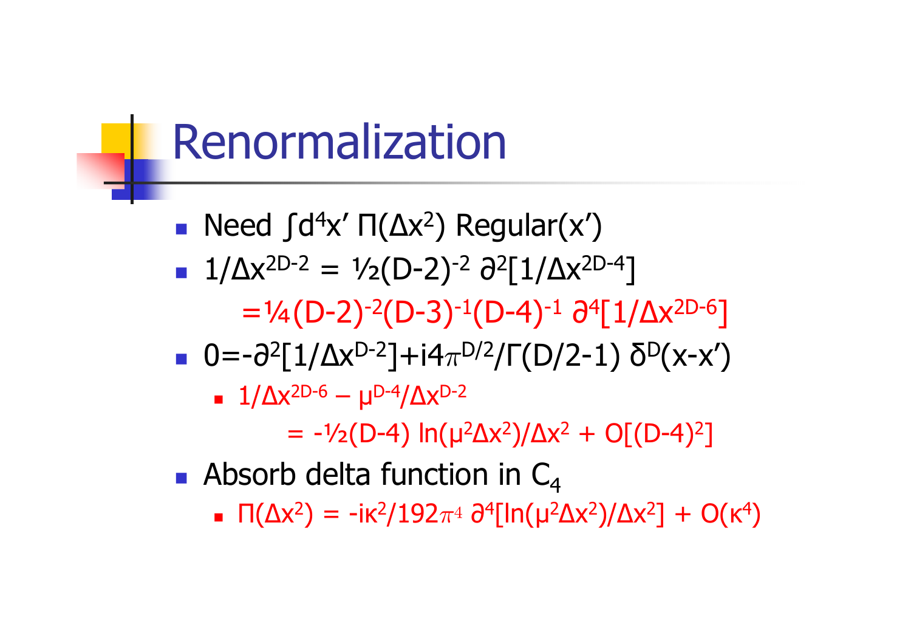# Renormalization

- Need $\int d^4x' \, \Pi(\Delta x^2) \, \text{Regular}(x')$
- $1/\Delta x^{2D-2} = \frac{1}{2}(D-2)^{-2} \, \partial^2[1/\Delta x^{2D-4}]$

  $= \frac{1}{4}(D-2)^{-2}(D-3)^{-1}(D-4)^{-1} \, \partial^4[1/\Delta x^{2D-6}]$
- $0 = -\partial^2[1/\Delta x^{D-2}] + i4\pi^{D/2}/\Gamma(D/2-1) \, \delta^D(x-x')$
  - $1/\Delta x^{2D-6} - \mu^{D-4}/\Delta x^{D-2}$

    $= -\frac{1}{2}(D-4) \ln(\mu^2\Delta x^2)/\Delta x^2 + O[(D-4)^2]$
- Absorb delta function in $C_4$
  - $\Pi(\Delta x^2) = -i\kappa^2/192\pi^4 \, \partial^4[\ln(\mu^2\Delta x^2)/\Delta x^2] + O(\kappa^4)$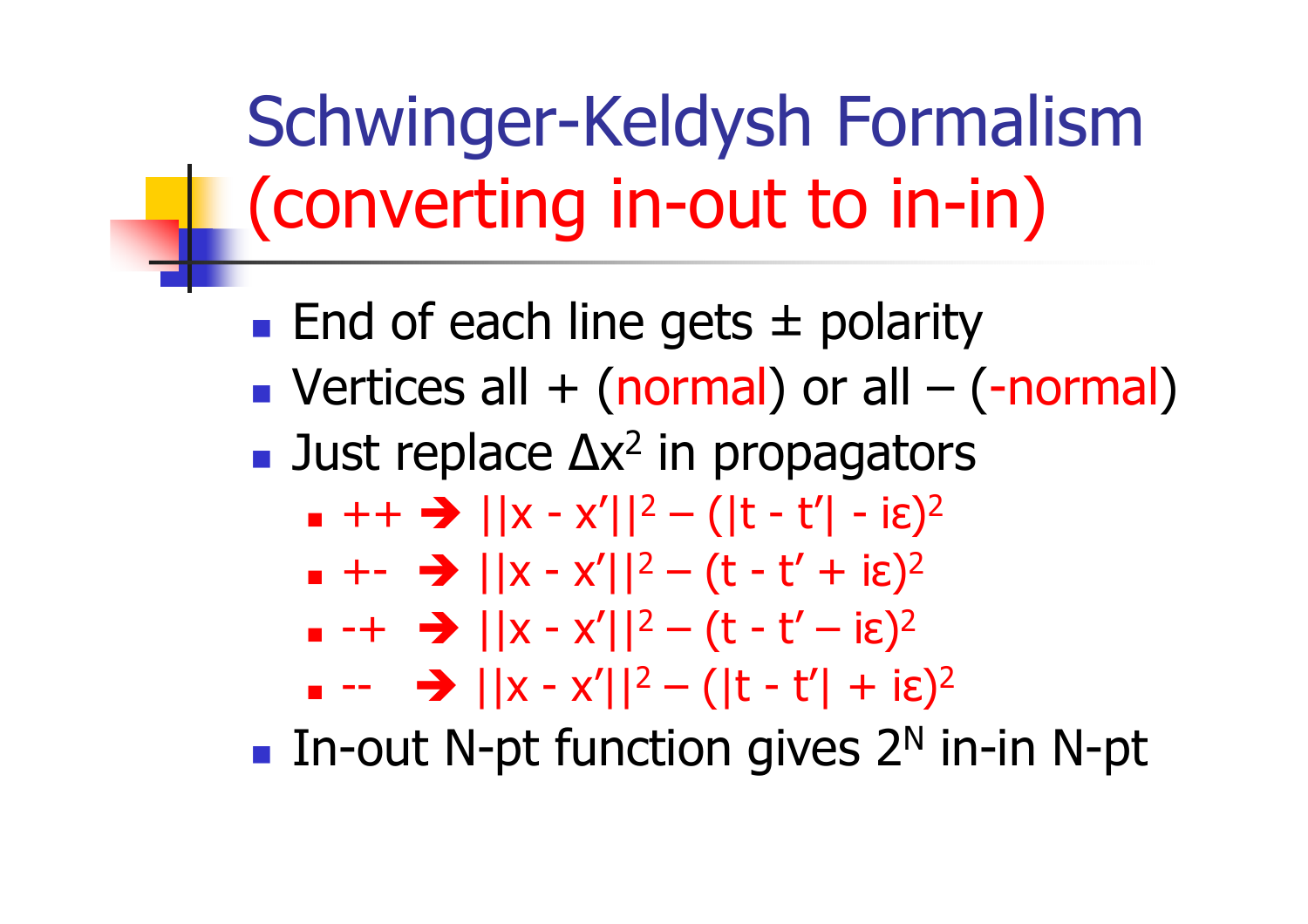# Schwinger-Keldysh Formalism (converting in-out to in-in)

- End of each line gets ± polarity
- Vertices all + (normal) or all – (-normal)
- Just replace $\Delta x^2$ in propagators
  - $++ \Rightarrow \|x - x'\|^2 - (|t - t'| - i\varepsilon)^2$
  - $+- \Rightarrow \|x - x'\|^2 - (t - t' + i\varepsilon)^2$
  - $-+ \Rightarrow \|x - x'\|^2 - (t - t' - i\varepsilon)^2$
  - $-- \Rightarrow \|x - x'\|^2 - (|t - t'| + i\varepsilon)^2$
- In-out N-pt function gives $2^N$ in-in N-pt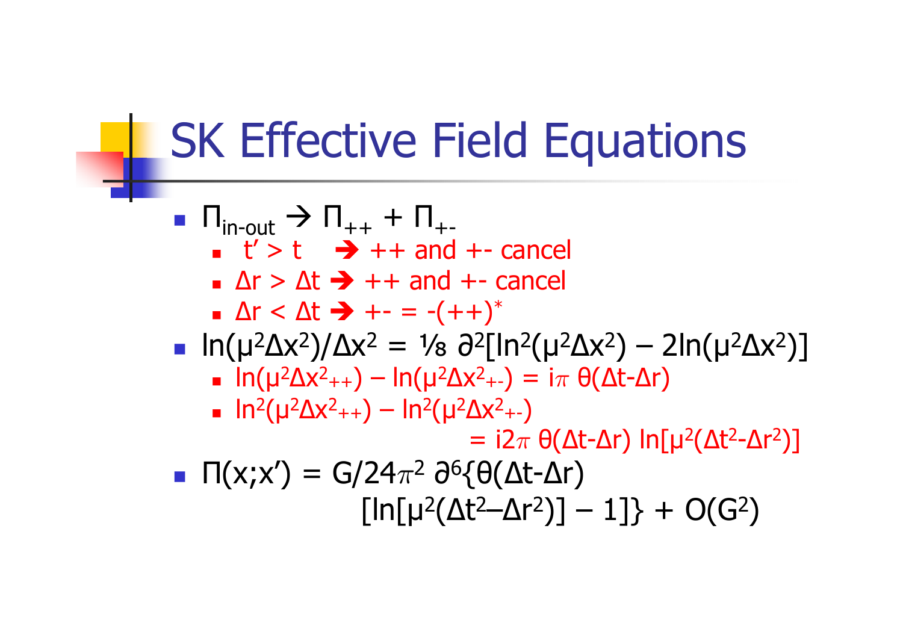# SK Effective Field Equations

- $\Pi_{\text{in-out}} \rightarrow \Pi_{++} + \Pi_{+-}$
  - $t' > t$ ➔ ++ and +- cancel
  - $\Delta r > \Delta t$ ➔ ++ and +- cancel
  - $\Delta r < \Delta t$ ➔ $+- = -(++)^*$
- $\ln(\mu^2 \Delta x^2)/\Delta x^2 = \frac{1}{8} \partial^2[\ln^2(\mu^2 \Delta x^2) - 2\ln(\mu^2 \Delta x^2)]$
  - $\ln(\mu^2 \Delta x^2_{++}) - \ln(\mu^2 \Delta x^2_{+-}) = i\pi\, \theta(\Delta t - \Delta r)$
  - $\ln^2(\mu^2 \Delta x^2_{++}) - \ln^2(\mu^2 \Delta x^2_{+-})$
    $= i2\pi\, \theta(\Delta t - \Delta r) \ln[\mu^2(\Delta t^2 - \Delta r^2)]$
- $\Pi(x;x') = G/24\pi^2\, \partial^6\{\theta(\Delta t - \Delta r)\, [\ln[\mu^2(\Delta t^2 - \Delta r^2)] - 1]\} + O(G^2)$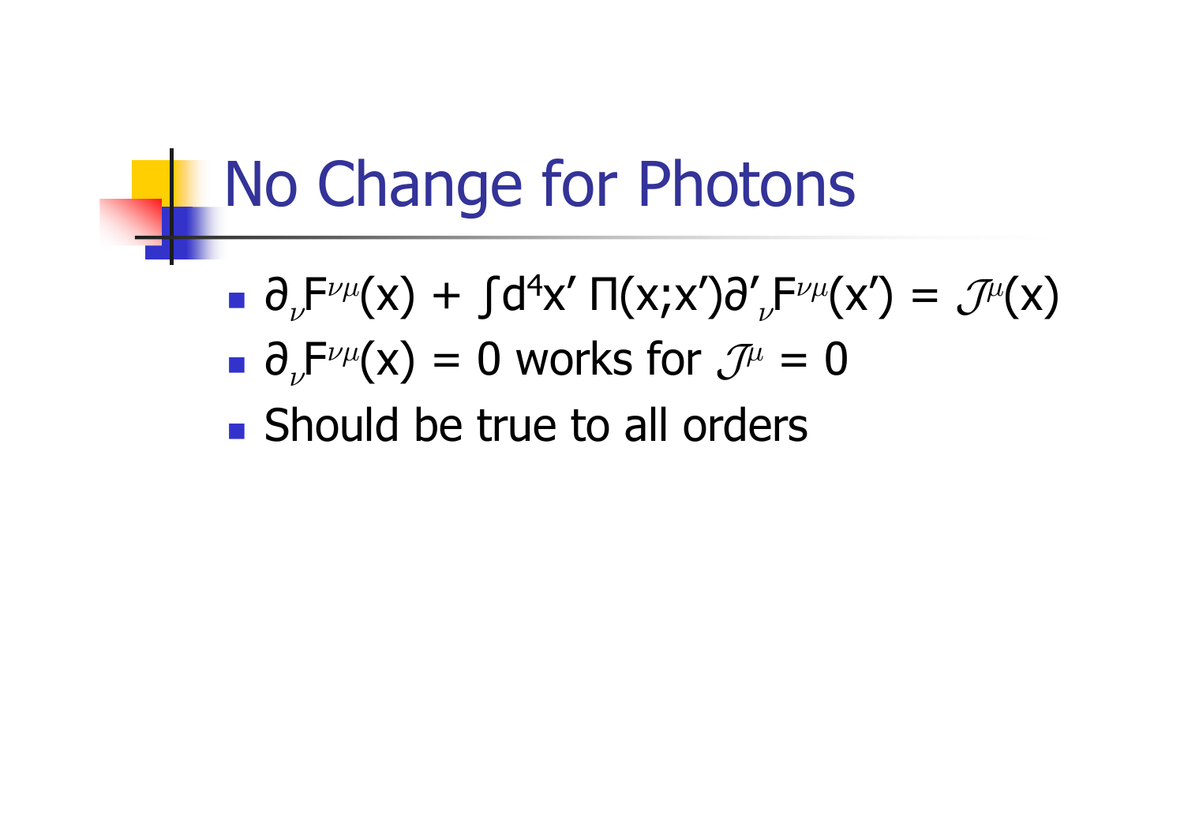# No Change for Photons

- $\partial_\nu F^{\nu\mu}(x) + \int d^4x' \, \Pi(x;x')\partial'_\nu F^{\nu\mu}(x') = \mathcal{J}^\mu(x)$
- $\partial_\nu F^{\nu\mu}(x) = 0$ works for $\mathcal{J}^\mu = 0$
- Should be true to all orders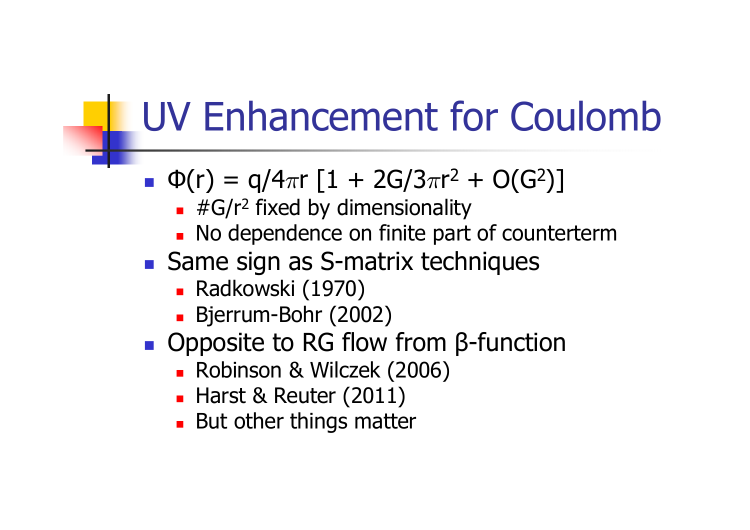# UV Enhancement for Coulomb

- $\Phi(r) = q/4\pi r\,[1 + 2G/3\pi r^2 + O(G^2)]$
  - $\#G/r^2$ fixed by dimensionality
  - No dependence on finite part of counterterm
- Same sign as S-matrix techniques
  - Radkowski (1970)
  - Bjerrum-Bohr (2002)
- Opposite to RG flow from β-function
  - Robinson & Wilczek (2006)
  - Harst & Reuter (2011)
  - But other things matter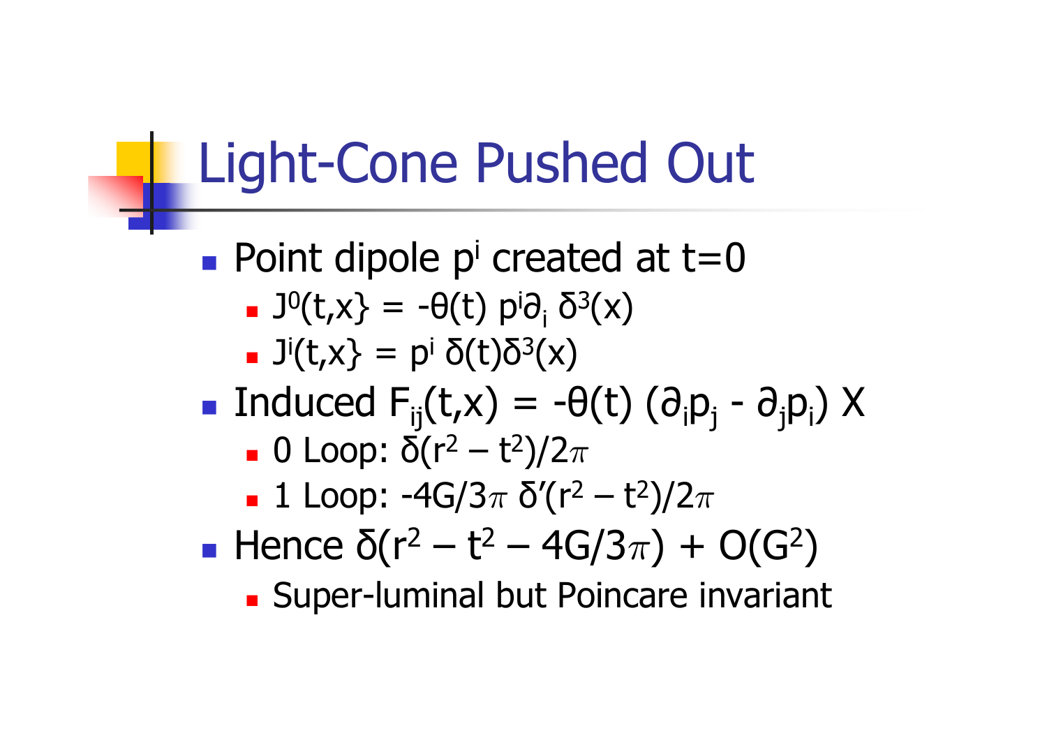# Light-Cone Pushed Out

- Point dipole $p^i$ created at $t=0$
  - $J^0(t,x\} = -\theta(t)\, p^i \partial_i\, \delta^3(x)$
  - $J^i(t,x\} = p^i\, \delta(t)\delta^3(x)$
- Induced $F_{ij}(t,x) = -\theta(t)\,(\partial_i p_j - \partial_j p_i)\ X$
  - 0 Loop: $\delta(r^2 - t^2)/2\pi$
  - 1 Loop: $-4G/3\pi\ \delta'(r^2 - t^2)/2\pi$
- Hence $\delta(r^2 - t^2 - 4G/3\pi) + O(G^2)$
  - Super-luminal but Poincare invariant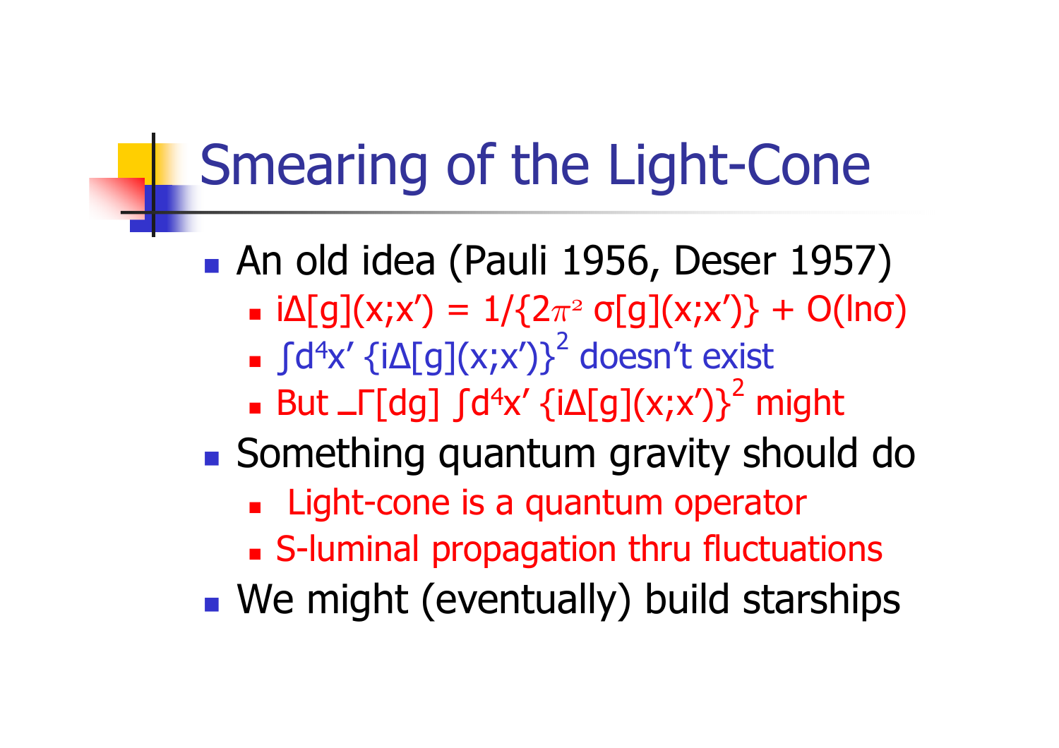# Smearing of the Light-Cone

- An old idea (Pauli 1956, Deser 1957)
  - $i\Delta[g](x;x') = 1/\{2\pi^2 \sigma[g](x;x')\} + O(\ln\sigma)$
  - $\int d^4x' \{i\Delta[g](x;x')\}^2$ doesn't exist
  - But $\int[dg] \int d^4x' \{i\Delta[g](x;x')\}^2$ might
- Something quantum gravity should do
  - Light-cone is a quantum operator
  - S-luminal propagation thru fluctuations
- We might (eventually) build starships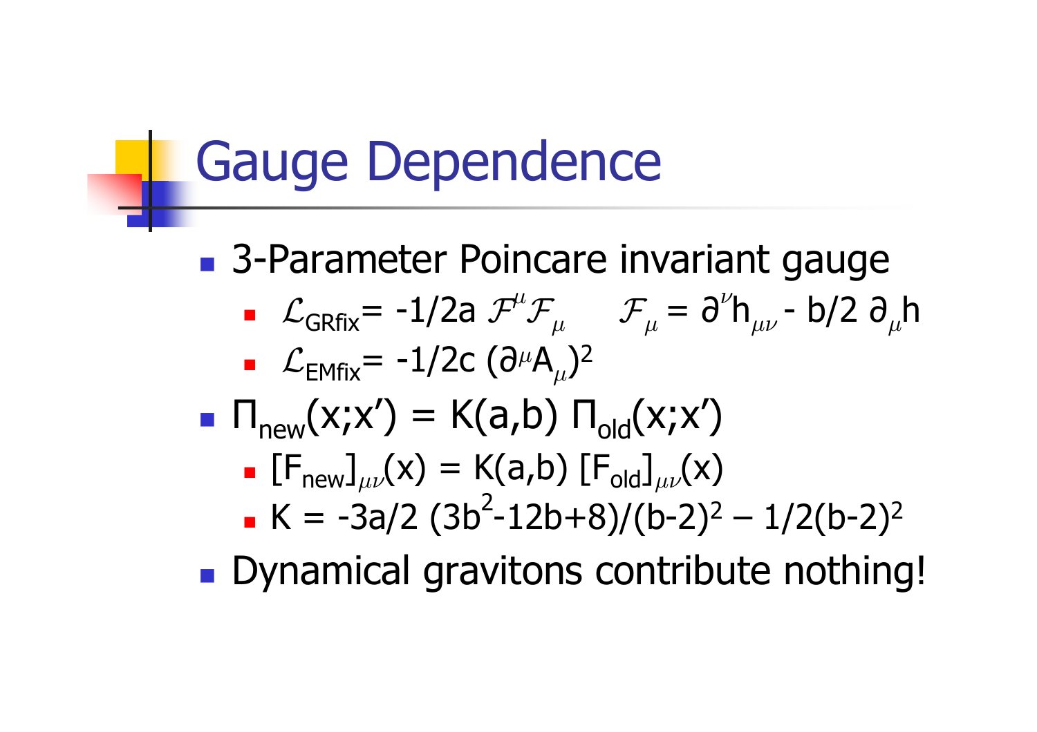# Gauge Dependence

- 3-Parameter Poincare invariant gauge
  - $\mathcal{L}_{GRfix} = -1/2a\, \mathcal{F}^{\mu} \mathcal{F}_{\mu}$ $\quad \mathcal{F}_{\mu} = \partial^{\nu} h_{\mu\nu} - b/2\, \partial_{\mu} h$
  - $\mathcal{L}_{EMfix} = -1/2c\, (\partial^{\mu} A_{\mu})^2$
- $\Pi_{new}(x;x') = K(a,b)\, \Pi_{old}(x;x')$
  - $[F_{new}]_{\mu\nu}(x) = K(a,b)\, [F_{old}]_{\mu\nu}(x)$
  - $K = -3a/2\, (3b^2-12b+8)/(b-2)^2 - 1/2(b-2)^2$
- Dynamical gravitons contribute nothing!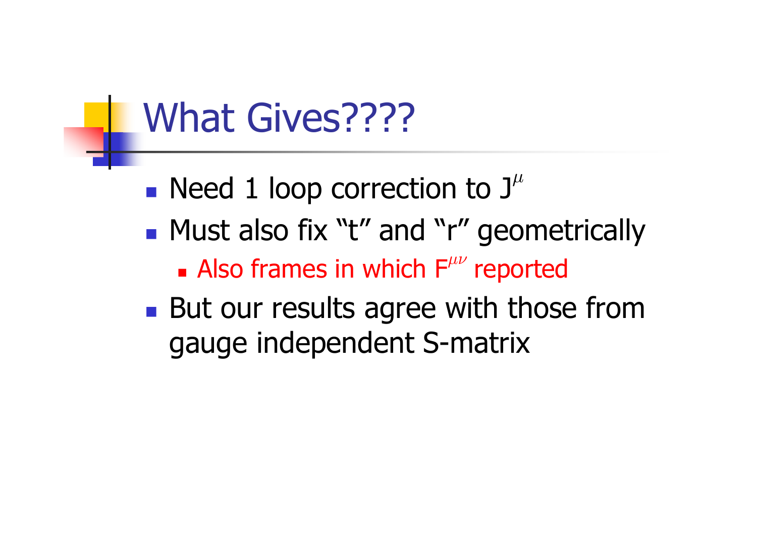# What Gives????

- Need 1 loop correction to $J^{\mu}$
- Must also fix "t" and "r" geometrically
  - Also frames in which $F^{\mu\nu}$ reported
- But our results agree with those from gauge independent S-matrix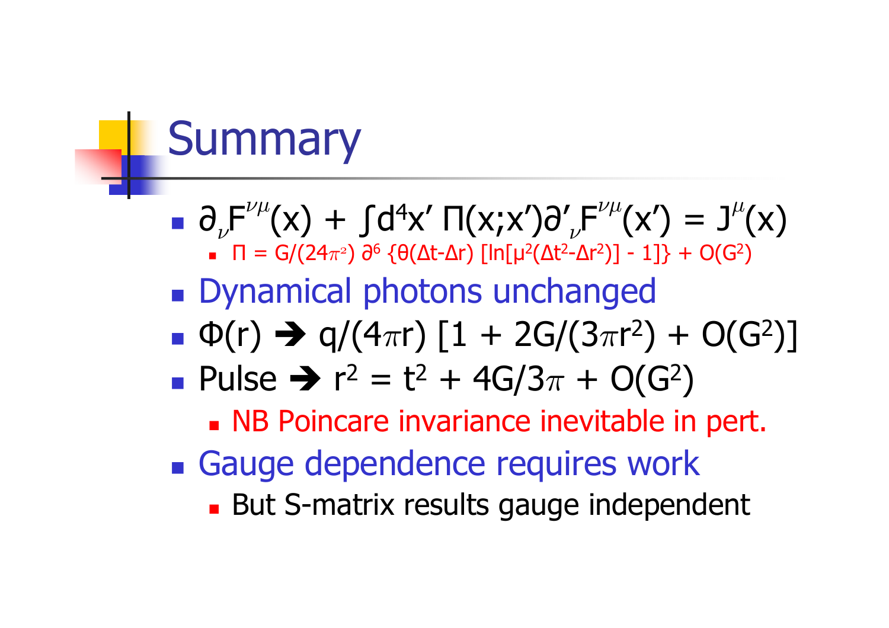# Summary

- $\partial_\nu F^{\nu\mu}(x) + \int d^4x' \, \Pi(x;x')\partial'_\nu F^{\nu\mu}(x') = J^\mu(x)$
  - $\Pi = G/(24\pi^2)\, \partial^6 \{\theta(\Delta t - \Delta r)\, [\ln[\mu^2(\Delta t^2 - \Delta r^2)] - 1]\} + O(G^2)$
- Dynamical photons unchanged
- $\Phi(r) \rightarrow q/(4\pi r)\, [1 + 2G/(3\pi r^2) + O(G^2)]$
- Pulse $\rightarrow r^2 = t^2 + 4G/3\pi + O(G^2)$
  - NB Poincare invariance inevitable in pert.
- Gauge dependence requires work
  - But S-matrix results gauge independent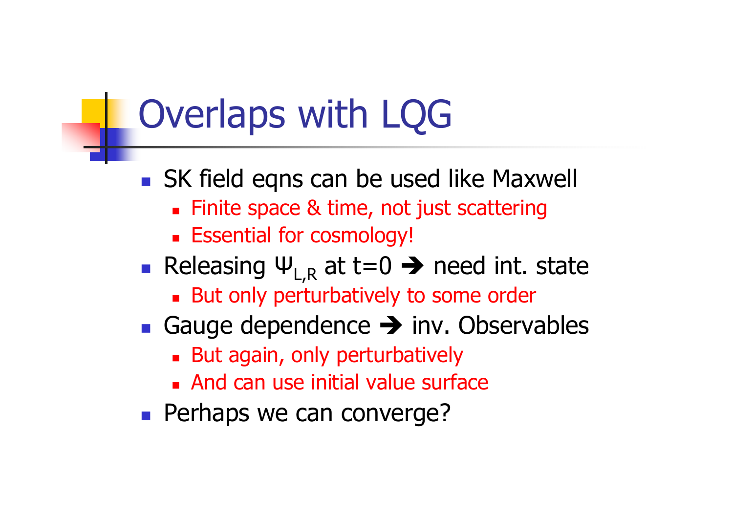# Overlaps with LQG

- SK field eqns can be used like Maxwell
  - Finite space & time, not just scattering
  - Essential for cosmology!
- Releasing $\Psi_{L,R}$ at t=0 ➔ need int. state
  - But only perturbatively to some order
- Gauge dependence ➔ inv. Observables
  - But again, only perturbatively
  - And can use initial value surface
- Perhaps we can converge?